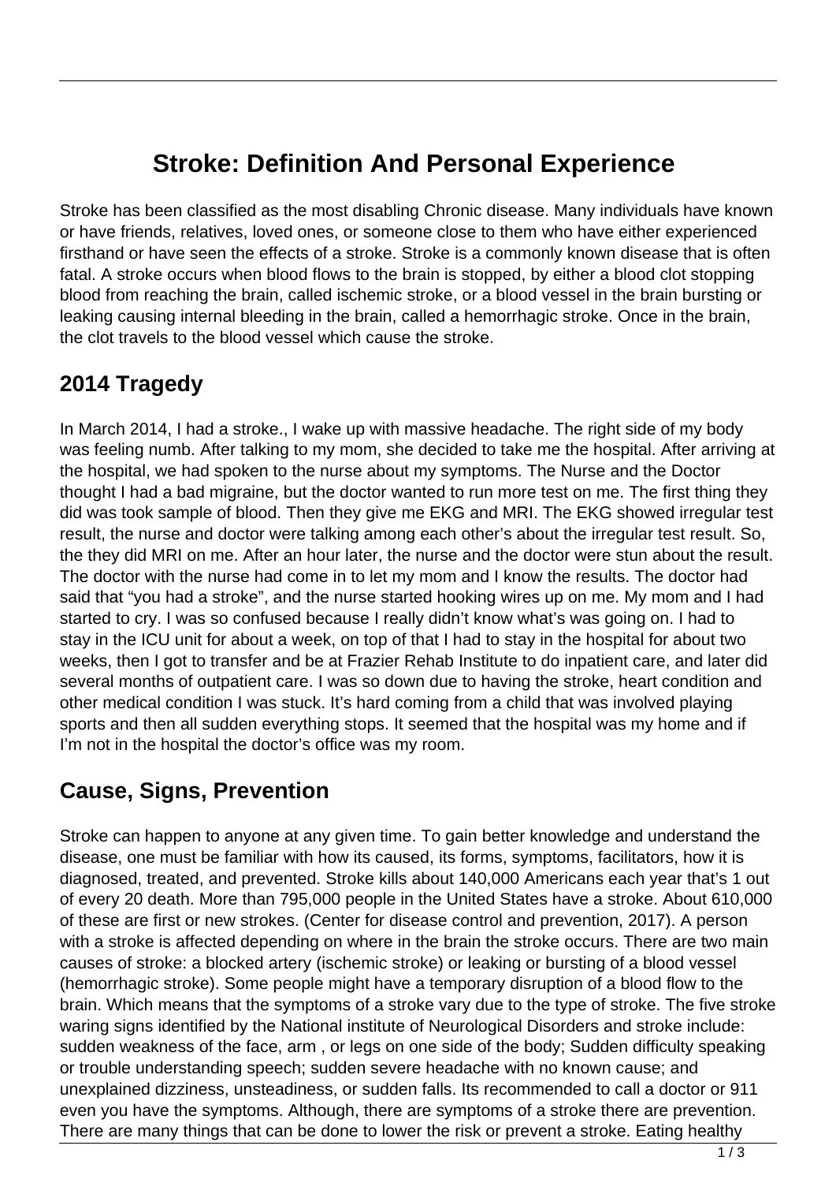# Stroke: Definition And Personal Experience

Stroke has been classified as the most disabling Chronic disease. Many individuals have known or have friends, relatives, loved ones, or someone close to them who have either experienced firsthand or have seen the effects of a stroke. Stroke is a commonly known disease that is often fatal. A stroke occurs when blood flows to the brain is stopped, by either a blood clot stopping blood from reaching the brain, called ischemic stroke, or a blood vessel in the brain bursting or leaking causing internal bleeding in the brain, called a hemorrhagic stroke. Once in the brain, the clot travels to the blood vessel which cause the stroke.

## 2014 Tragedy

In March 2014, I had a stroke., I wake up with massive headache. The right side of my body was feeling numb. After talking to my mom, she decided to take me the hospital. After arriving at the hospital, we had spoken to the nurse about my symptoms. The Nurse and the Doctor thought I had a bad migraine, but the doctor wanted to run more test on me. The first thing they did was took sample of blood. Then they give me EKG and MRI. The EKG showed irregular test result, the nurse and doctor were talking among each other's about the irregular test result. So, the they did MRI on me. After an hour later, the nurse and the doctor were stun about the result. The doctor with the nurse had come in to let my mom and I know the results. The doctor had said that "you had a stroke", and the nurse started hooking wires up on me. My mom and I had started to cry. I was so confused because I really didn't know what's was going on. I had to stay in the ICU unit for about a week, on top of that I had to stay in the hospital for about two weeks, then I got to transfer and be at Frazier Rehab Institute to do inpatient care, and later did several months of outpatient care. I was so down due to having the stroke, heart condition and other medical condition I was stuck. It's hard coming from a child that was involved playing sports and then all sudden everything stops. It seemed that the hospital was my home and if I'm not in the hospital the doctor's office was my room.

## Cause, Signs, Prevention

Stroke can happen to anyone at any given time. To gain better knowledge and understand the disease, one must be familiar with how its caused, its forms, symptoms, facilitators, how it is diagnosed, treated, and prevented. Stroke kills about 140,000 Americans each year that's 1 out of every 20 death. More than 795,000 people in the United States have a stroke. About 610,000 of these are first or new strokes. (Center for disease control and prevention, 2017). A person with a stroke is affected depending on where in the brain the stroke occurs. There are two main causes of stroke: a blocked artery (ischemic stroke) or leaking or bursting of a blood vessel (hemorrhagic stroke). Some people might have a temporary disruption of a blood flow to the brain. Which means that the symptoms of a stroke vary due to the type of stroke. The five stroke waring signs identified by the National institute of Neurological Disorders and stroke include: sudden weakness of the face, arm , or legs on one side of the body; Sudden difficulty speaking or trouble understanding speech; sudden severe headache with no known cause; and unexplained dizziness, unsteadiness, or sudden falls. Its recommended to call a doctor or 911 even you have the symptoms. Although, there are symptoms of a stroke there are prevention. There are many things that can be done to lower the risk or prevent a stroke. Eating healthy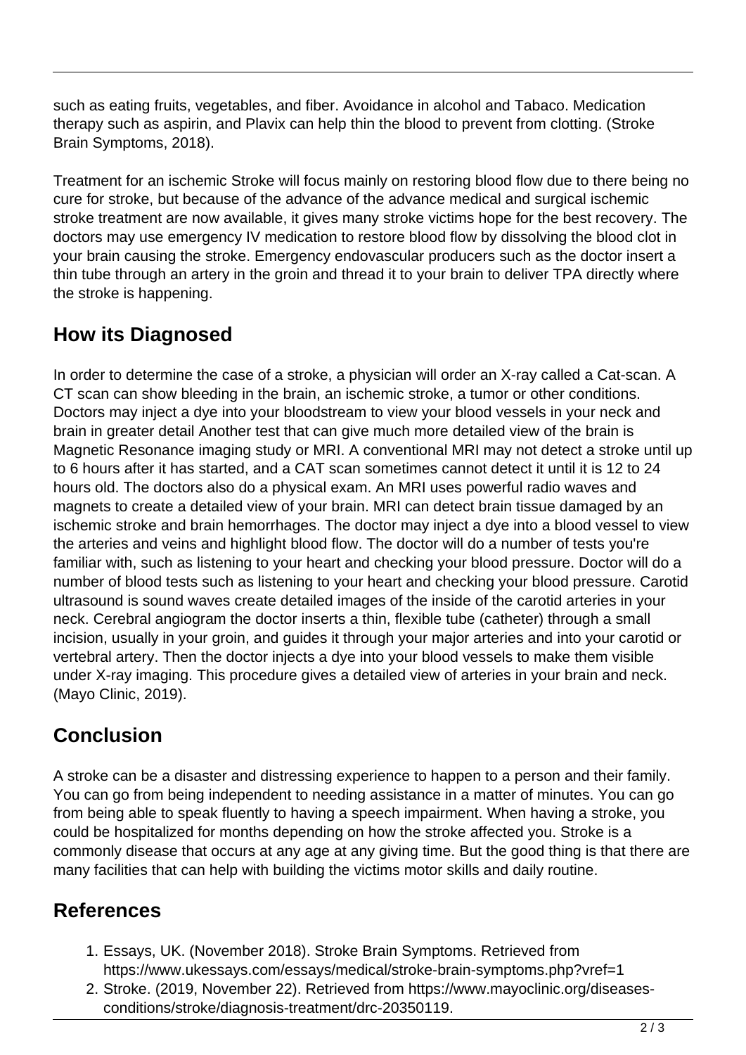such as eating fruits, vegetables, and fiber. Avoidance in alcohol and Tabaco. Medication therapy such as aspirin, and Plavix can help thin the blood to prevent from clotting. (Stroke Brain Symptoms, 2018).

Treatment for an ischemic Stroke will focus mainly on restoring blood flow due to there being no cure for stroke, but because of the advance of the advance medical and surgical ischemic stroke treatment are now available, it gives many stroke victims hope for the best recovery. The doctors may use emergency IV medication to restore blood flow by dissolving the blood clot in your brain causing the stroke. Emergency endovascular producers such as the doctor insert a thin tube through an artery in the groin and thread it to your brain to deliver TPA directly where the stroke is happening.

## How its Diagnosed

In order to determine the case of a stroke, a physician will order an X-ray called a Cat-scan. A CT scan can show bleeding in the brain, an ischemic stroke, a tumor or other conditions. Doctors may inject a dye into your bloodstream to view your blood vessels in your neck and brain in greater detail Another test that can give much more detailed view of the brain is Magnetic Resonance imaging study or MRI. A conventional MRI may not detect a stroke until up to 6 hours after it has started, and a CAT scan sometimes cannot detect it until it is 12 to 24 hours old. The doctors also do a physical exam. An MRI uses powerful radio waves and magnets to create a detailed view of your brain. MRI can detect brain tissue damaged by an ischemic stroke and brain hemorrhages. The doctor may inject a dye into a blood vessel to view the arteries and veins and highlight blood flow. The doctor will do a number of tests you're familiar with, such as listening to your heart and checking your blood pressure. Doctor will do a number of blood tests such as listening to your heart and checking your blood pressure. Carotid ultrasound is sound waves create detailed images of the inside of the carotid arteries in your neck. Cerebral angiogram the doctor inserts a thin, flexible tube (catheter) through a small incision, usually in your groin, and guides it through your major arteries and into your carotid or vertebral artery. Then the doctor injects a dye into your blood vessels to make them visible under X-ray imaging. This procedure gives a detailed view of arteries in your brain and neck. (Mayo Clinic, 2019).

## Conclusion

A stroke can be a disaster and distressing experience to happen to a person and their family. You can go from being independent to needing assistance in a matter of minutes. You can go from being able to speak fluently to having a speech impairment. When having a stroke, you could be hospitalized for months depending on how the stroke affected you. Stroke is a commonly disease that occurs at any age at any giving time. But the good thing is that there are many facilities that can help with building the victims motor skills and daily routine.

## References

1. Essays, UK. (November 2018). Stroke Brain Symptoms. Retrieved from https://www.ukessays.com/essays/medical/stroke-brain-symptoms.php?vref=1
2. Stroke. (2019, November 22). Retrieved from https://www.mayoclinic.org/diseases-conditions/stroke/diagnosis-treatment/drc-20350119.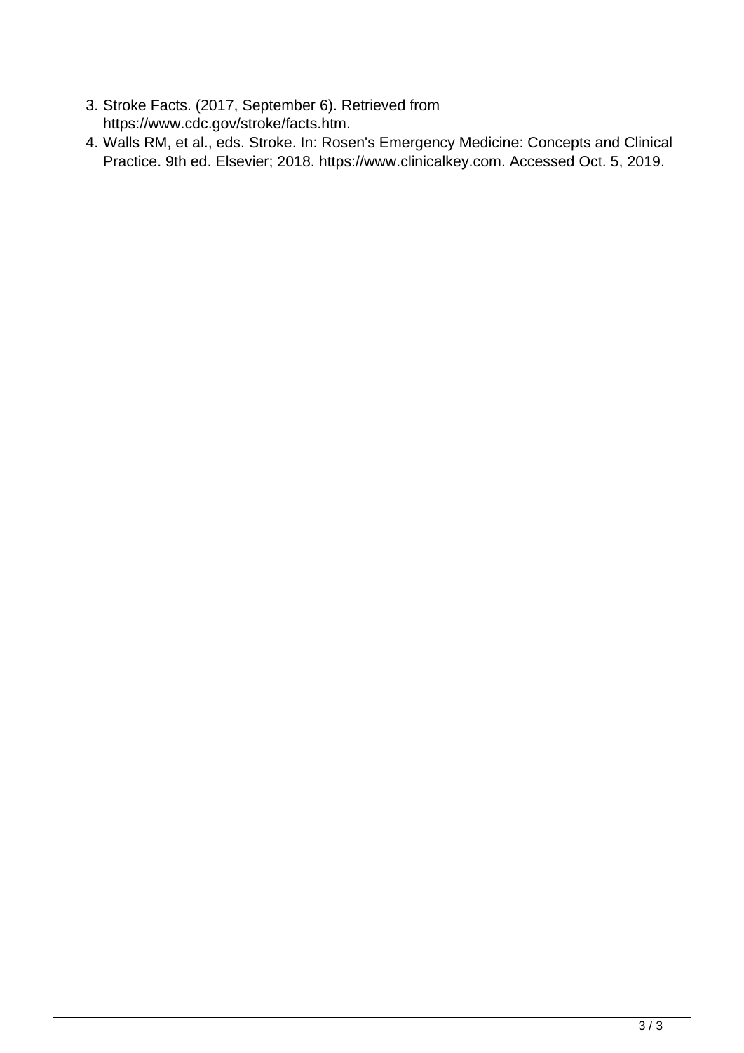3. Stroke Facts. (2017, September 6). Retrieved from https://www.cdc.gov/stroke/facts.htm.
4. Walls RM, et al., eds. Stroke. In: Rosen's Emergency Medicine: Concepts and Clinical Practice. 9th ed. Elsevier; 2018. https://www.clinicalkey.com. Accessed Oct. 5, 2019.